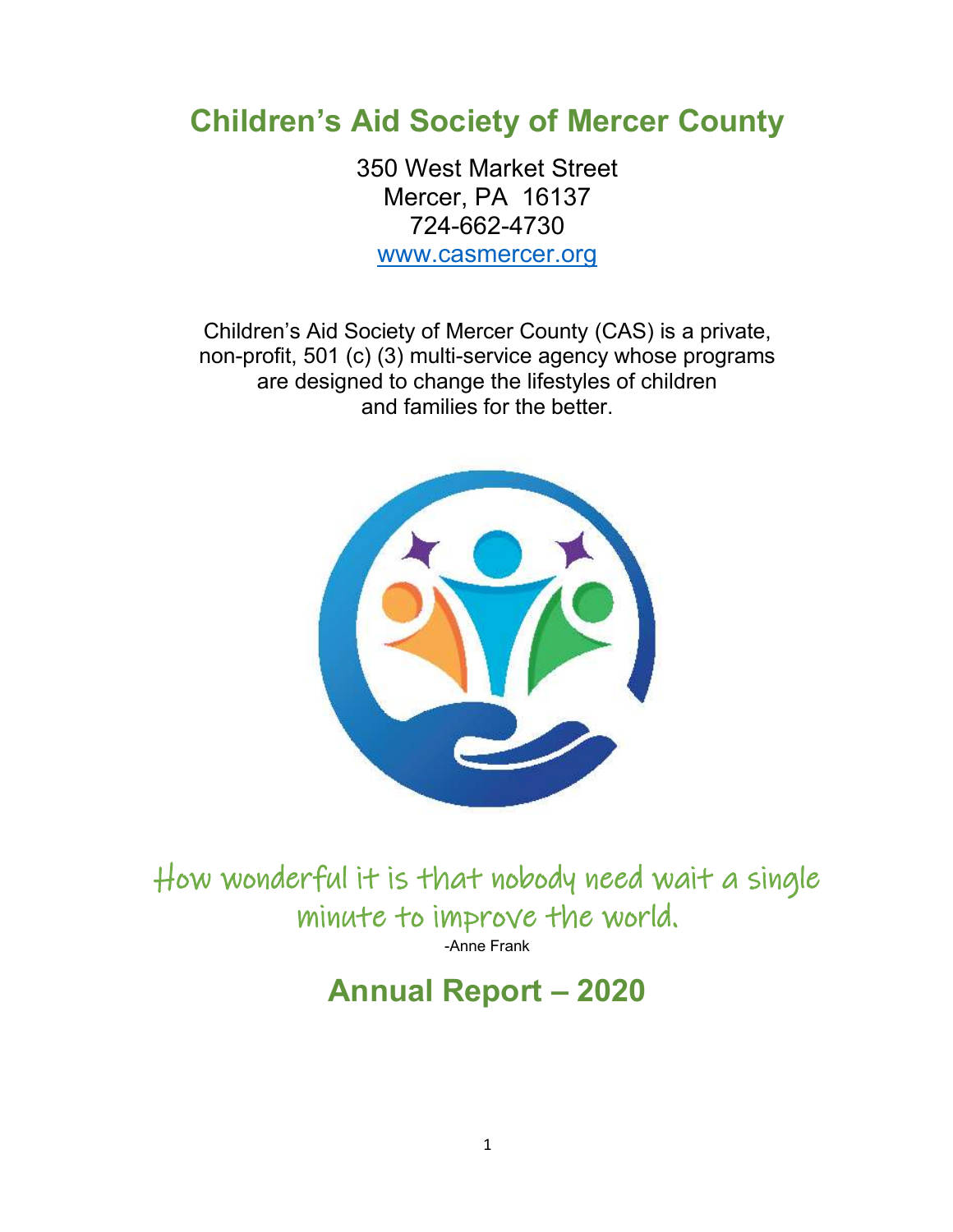# Children's Aid Society of Mercer County

350 West Market Street
Mercer, PA 16137
724-662-4730
www.casmercer.org

Children's Aid Society of Mercer County (CAS) is a private, non-profit, 501 (c) (3) multi-service agency whose programs are designed to change the lifestyles of children and families for the better.

*How wonderful it is that nobody need wait a single minute to improve the world.*
-Anne Frank

## Annual Report – 2020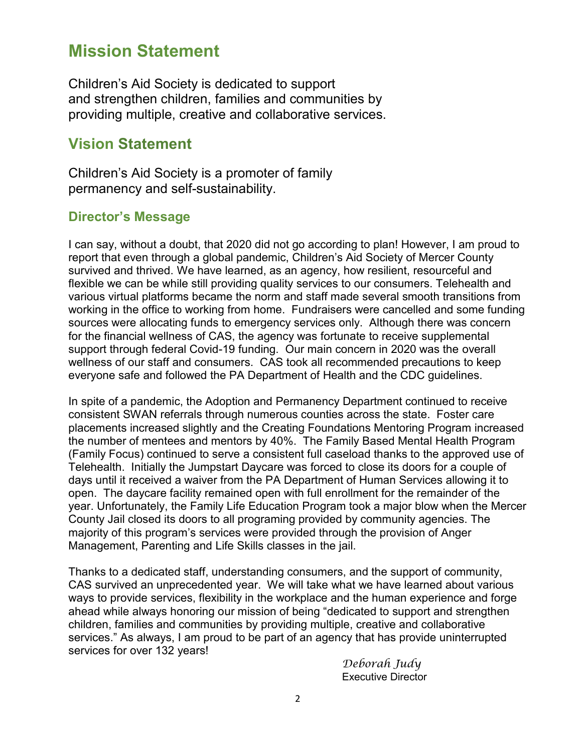# Mission Statement

Children's Aid Society is dedicated to support and strengthen children, families and communities by providing multiple, creative and collaborative services.

## Vision Statement

Children's Aid Society is a promoter of family permanency and self-sustainability.

### Director's Message

I can say, without a doubt, that 2020 did not go according to plan! However, I am proud to report that even through a global pandemic, Children's Aid Society of Mercer County survived and thrived. We have learned, as an agency, how resilient, resourceful and flexible we can be while still providing quality services to our consumers. Telehealth and various virtual platforms became the norm and staff made several smooth transitions from working in the office to working from home. Fundraisers were cancelled and some funding sources were allocating funds to emergency services only. Although there was concern for the financial wellness of CAS, the agency was fortunate to receive supplemental support through federal Covid-19 funding. Our main concern in 2020 was the overall wellness of our staff and consumers. CAS took all recommended precautions to keep everyone safe and followed the PA Department of Health and the CDC guidelines.

In spite of a pandemic, the Adoption and Permanency Department continued to receive consistent SWAN referrals through numerous counties across the state. Foster care placements increased slightly and the Creating Foundations Mentoring Program increased the number of mentees and mentors by 40%. The Family Based Mental Health Program (Family Focus) continued to serve a consistent full caseload thanks to the approved use of Telehealth. Initially the Jumpstart Daycare was forced to close its doors for a couple of days until it received a waiver from the PA Department of Human Services allowing it to open. The daycare facility remained open with full enrollment for the remainder of the year. Unfortunately, the Family Life Education Program took a major blow when the Mercer County Jail closed its doors to all programing provided by community agencies. The majority of this program's services were provided through the provision of Anger Management, Parenting and Life Skills classes in the jail.

Thanks to a dedicated staff, understanding consumers, and the support of community, CAS survived an unprecedented year. We will take what we have learned about various ways to provide services, flexibility in the workplace and the human experience and forge ahead while always honoring our mission of being "dedicated to support and strengthen children, families and communities by providing multiple, creative and collaborative services." As always, I am proud to be part of an agency that has provide uninterrupted services for over 132 years!

*Deborah Judy*
Executive Director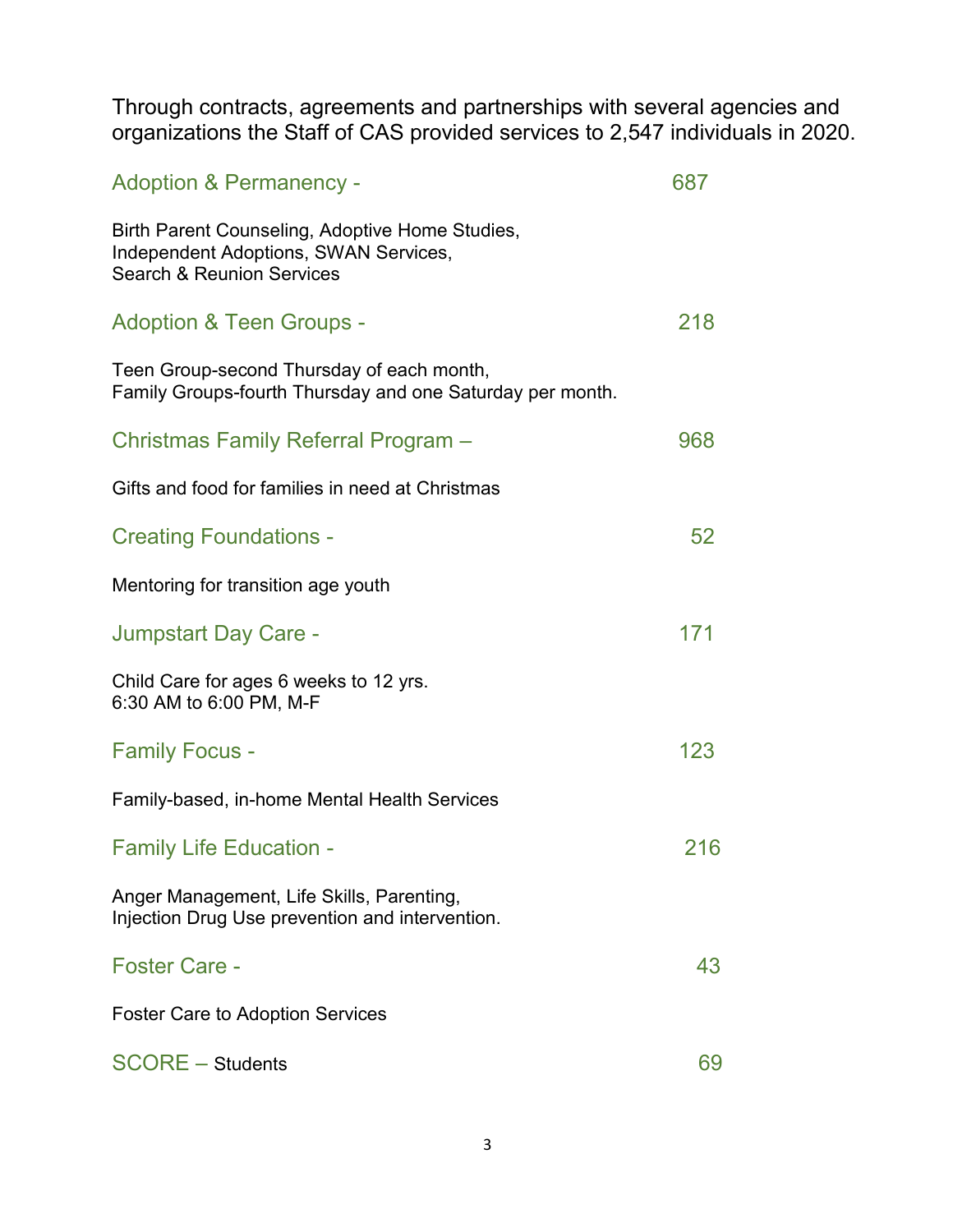Through contracts, agreements and partnerships with several agencies and organizations the Staff of CAS provided services to 2,547 individuals in 2020.

### Adoption & Permanency - 687

Birth Parent Counseling, Adoptive Home Studies,
Independent Adoptions, SWAN Services,
Search & Reunion Services

### Adoption & Teen Groups - 218

Teen Group-second Thursday of each month,
Family Groups-fourth Thursday and one Saturday per month.

### Christmas Family Referral Program – 968

Gifts and food for families in need at Christmas

### Creating Foundations - 52

Mentoring for transition age youth

### Jumpstart Day Care - 171

Child Care for ages 6 weeks to 12 yrs.
6:30 AM to 6:00 PM, M-F

### Family Focus - 123

Family-based, in-home Mental Health Services

### Family Life Education - 216

Anger Management, Life Skills, Parenting,
Injection Drug Use prevention and intervention.

### Foster Care - 43

Foster Care to Adoption Services

### SCORE – Students 69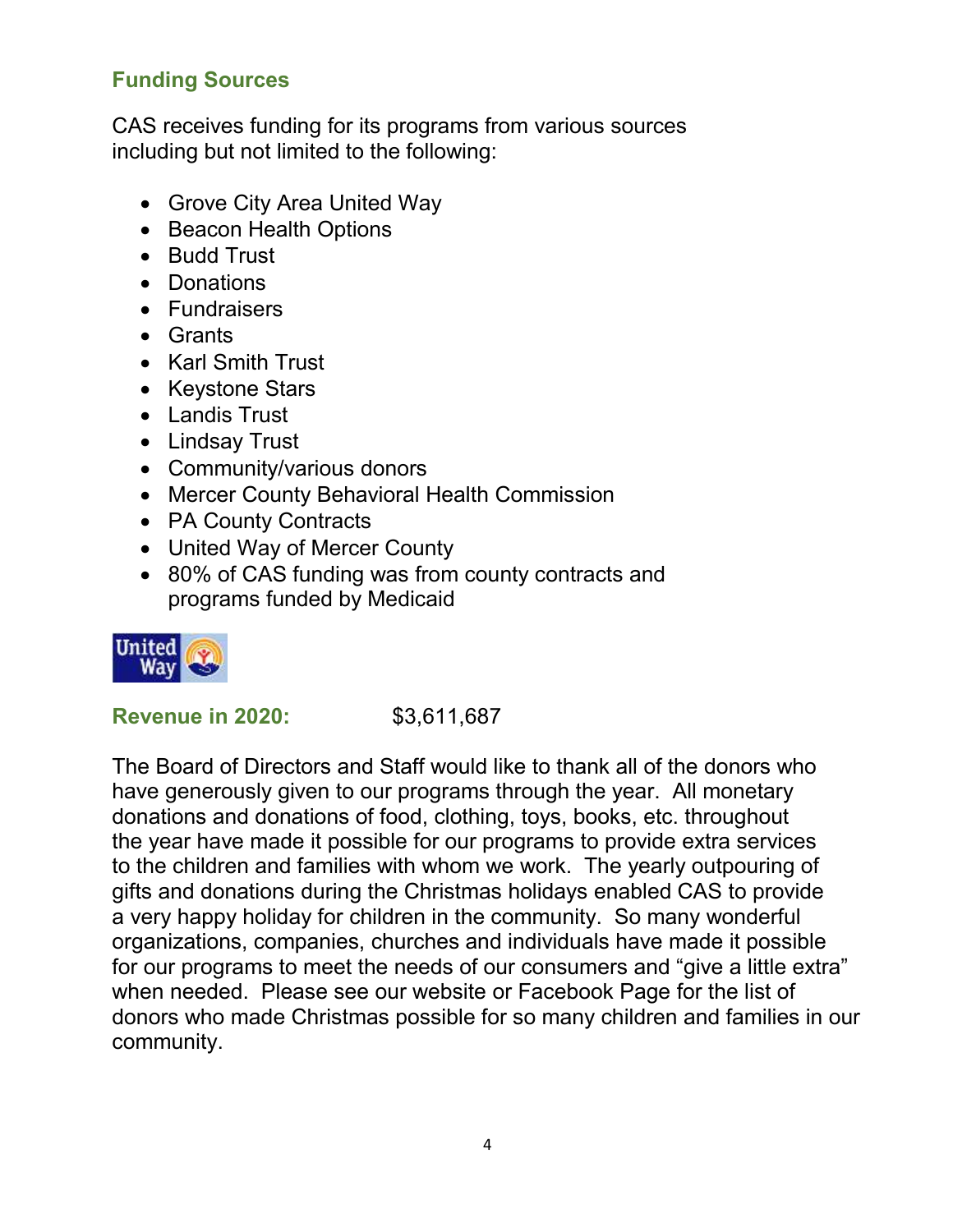## Funding Sources

CAS receives funding for its programs from various sources including but not limited to the following:

- Grove City Area United Way
- Beacon Health Options
- Budd Trust
- Donations
- Fundraisers
- Grants
- Karl Smith Trust
- Keystone Stars
- Landis Trust
- Lindsay Trust
- Community/various donors
- Mercer County Behavioral Health Commission
- PA County Contracts
- United Way of Mercer County
- 80% of CAS funding was from county contracts and programs funded by Medicaid

**Revenue in 2020:** $3,611,687

The Board of Directors and Staff would like to thank all of the donors who have generously given to our programs through the year. All monetary donations and donations of food, clothing, toys, books, etc. throughout the year have made it possible for our programs to provide extra services to the children and families with whom we work. The yearly outpouring of gifts and donations during the Christmas holidays enabled CAS to provide a very happy holiday for children in the community. So many wonderful organizations, companies, churches and individuals have made it possible for our programs to meet the needs of our consumers and "give a little extra" when needed. Please see our website or Facebook Page for the list of donors who made Christmas possible for so many children and families in our community.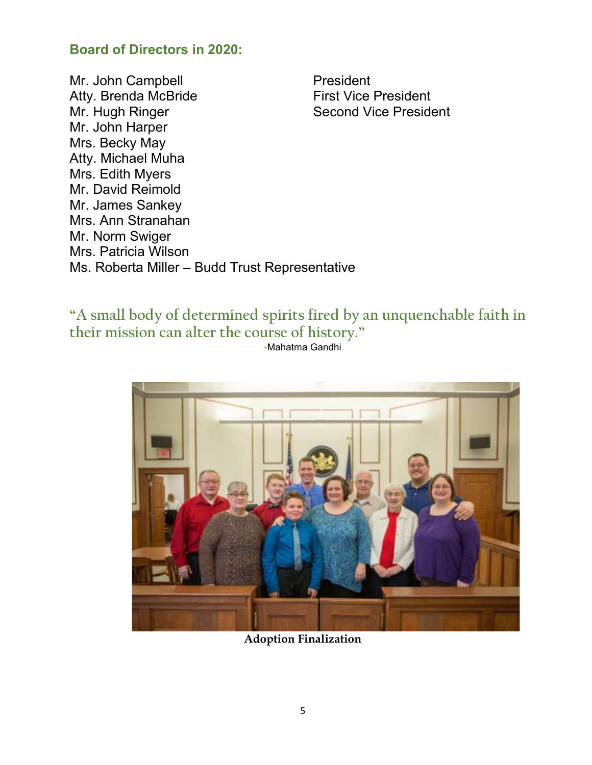## Board of Directors in 2020:

| | |
|---|---|
| Mr. John Campbell | President |
| Atty. Brenda McBride | First Vice President |
| Mr. Hugh Ringer | Second Vice President |
| Mr. John Harper | |
| Mrs. Becky May | |
| Atty. Michael Muha | |
| Mrs. Edith Myers | |
| Mr. David Reimold | |
| Mr. James Sankey | |
| Mrs. Ann Stranahan | |
| Mr. Norm Swiger | |
| Mrs. Patricia Wilson | |
| Ms. Roberta Miller – Budd Trust Representative | |

"A small body of determined spirits fired by an unquenchable faith in their mission can alter the course of history."

-Mahatma Gandhi

**Adoption Finalization**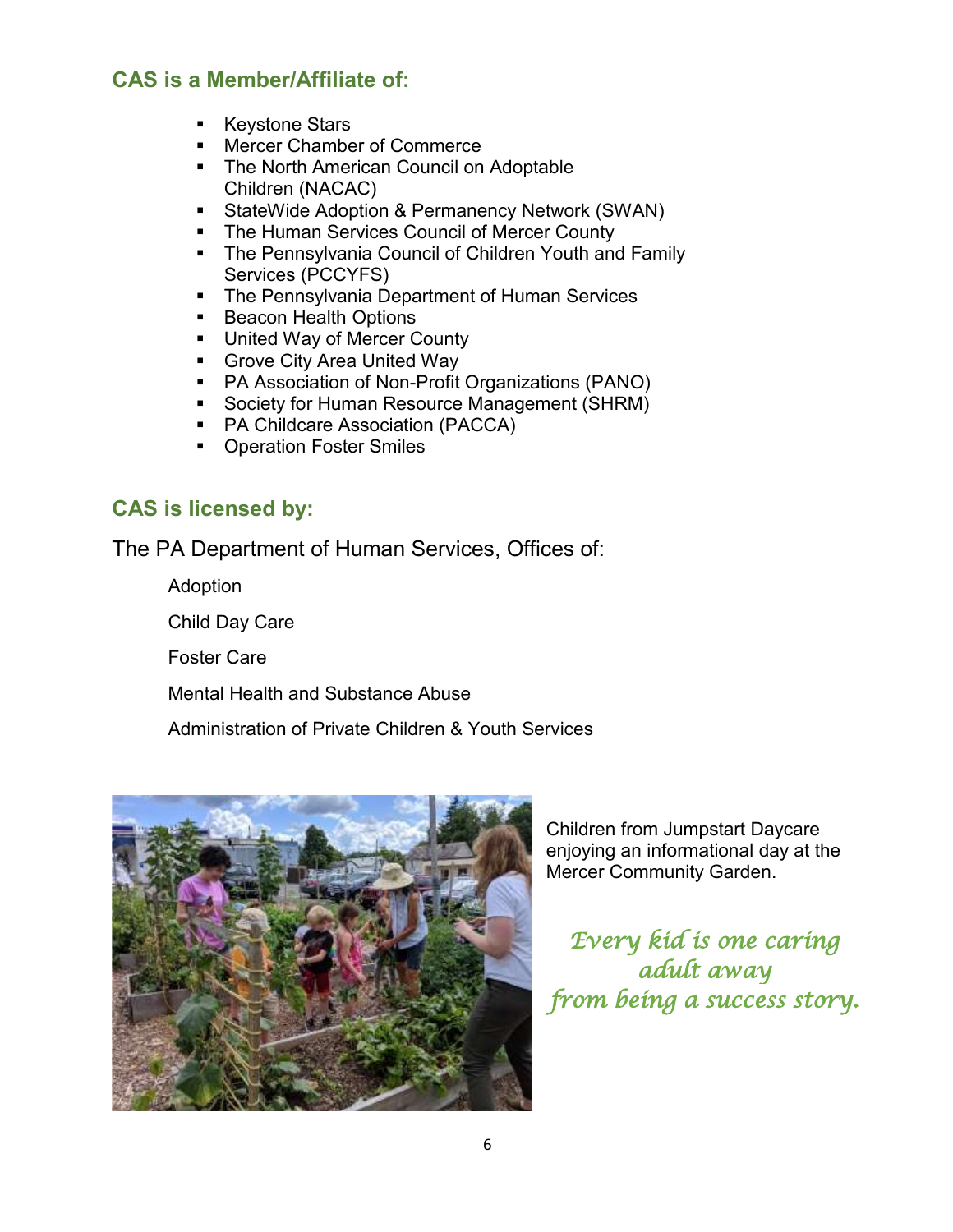## CAS is a Member/Affiliate of:

- Keystone Stars
- Mercer Chamber of Commerce
- The North American Council on Adoptable Children (NACAC)
- StateWide Adoption & Permanency Network (SWAN)
- The Human Services Council of Mercer County
- The Pennsylvania Council of Children Youth and Family Services (PCCYFS)
- The Pennsylvania Department of Human Services
- Beacon Health Options
- United Way of Mercer County
- Grove City Area United Way
- PA Association of Non-Profit Organizations (PANO)
- Society for Human Resource Management (SHRM)
- PA Childcare Association (PACCA)
- Operation Foster Smiles

## CAS is licensed by:

The PA Department of Human Services, Offices of:

Adoption

Child Day Care

Foster Care

Mental Health and Substance Abuse

Administration of Private Children & Youth Services

Children from Jumpstart Daycare enjoying an informational day at the Mercer Community Garden.

*Every kid is one caring adult away from being a success story.*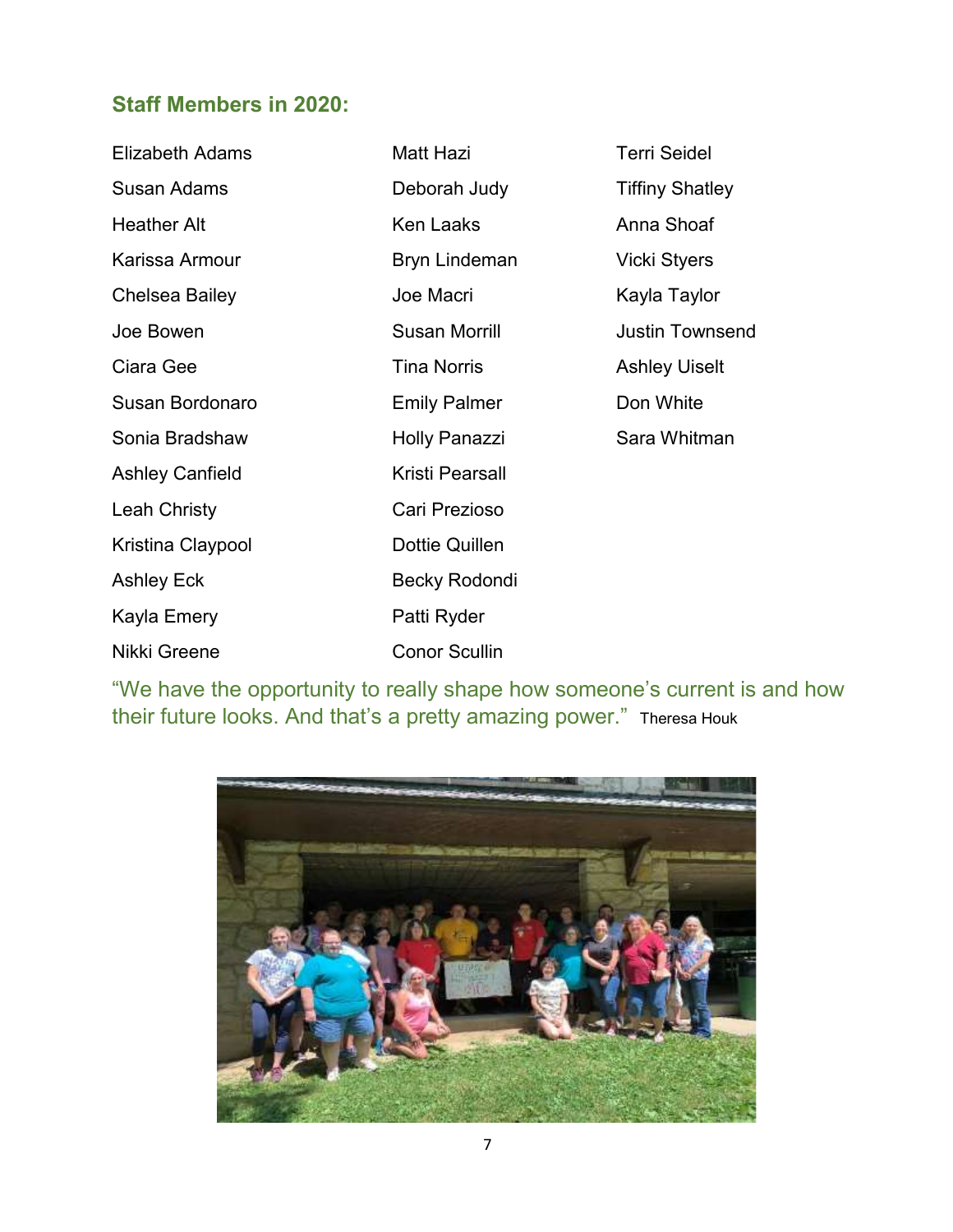## Staff Members in 2020:

Elizabeth Adams
Susan Adams
Heather Alt
Karissa Armour
Chelsea Bailey
Joe Bowen
Ciara Gee
Susan Bordonaro
Sonia Bradshaw
Ashley Canfield
Leah Christy
Kristina Claypool
Ashley Eck
Kayla Emery
Nikki Greene
Matt Hazi
Deborah Judy
Ken Laaks
Bryn Lindeman
Joe Macri
Susan Morrill
Tina Norris
Emily Palmer
Holly Panazzi
Kristi Pearsall
Cari Prezioso
Dottie Quillen
Becky Rodondi
Patti Ryder
Conor Scullin
Terri Seidel
Tiffiny Shatley
Anna Shoaf
Vicki Styers
Kayla Taylor
Justin Townsend
Ashley Uiselt
Don White
Sara Whitman

"We have the opportunity to really shape how someone's current is and how their future looks. And that's a pretty amazing power." Theresa Houk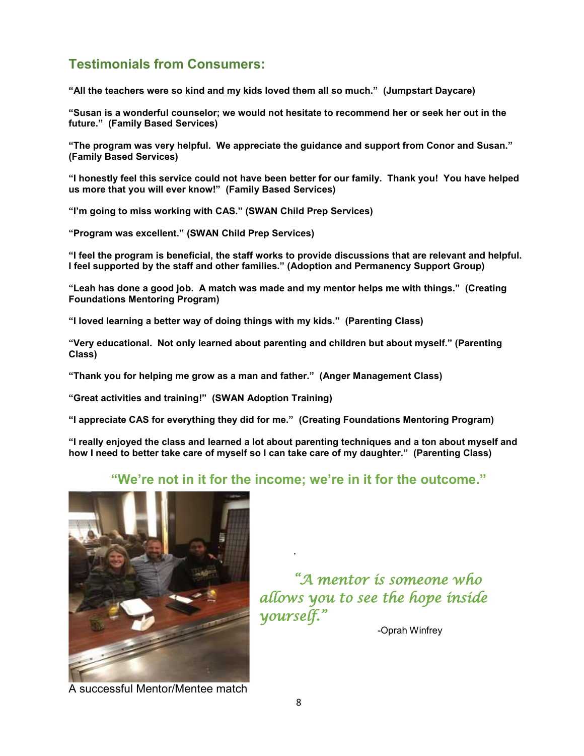## Testimonials from Consumers:

**"All the teachers were so kind and my kids loved them all so much." (Jumpstart Daycare)**

**"Susan is a wonderful counselor; we would not hesitate to recommend her or seek her out in the future." (Family Based Services)**

**"The program was very helpful. We appreciate the guidance and support from Conor and Susan." (Family Based Services)**

**"I honestly feel this service could not have been better for our family. Thank you! You have helped us more that you will ever know!" (Family Based Services)**

**"I'm going to miss working with CAS." (SWAN Child Prep Services)**

**"Program was excellent." (SWAN Child Prep Services)**

**"I feel the program is beneficial, the staff works to provide discussions that are relevant and helpful. I feel supported by the staff and other families." (Adoption and Permanency Support Group)**

**"Leah has done a good job. A match was made and my mentor helps me with things." (Creating Foundations Mentoring Program)**

**"I loved learning a better way of doing things with my kids." (Parenting Class)**

**"Very educational. Not only learned about parenting and children but about myself." (Parenting Class)**

**"Thank you for helping me grow as a man and father." (Anger Management Class)**

**"Great activities and training!" (SWAN Adoption Training)**

**"I appreciate CAS for everything they did for me." (Creating Foundations Mentoring Program)**

**"I really enjoyed the class and learned a lot about parenting techniques and a ton about myself and how I need to better take care of myself so I can take care of my daughter." (Parenting Class)**

### "We're not in it for the income; we're in it for the outcome."

A successful Mentor/Mentee match

*"A mentor is someone who allows you to see the hope inside yourself."*

-Oprah Winfrey